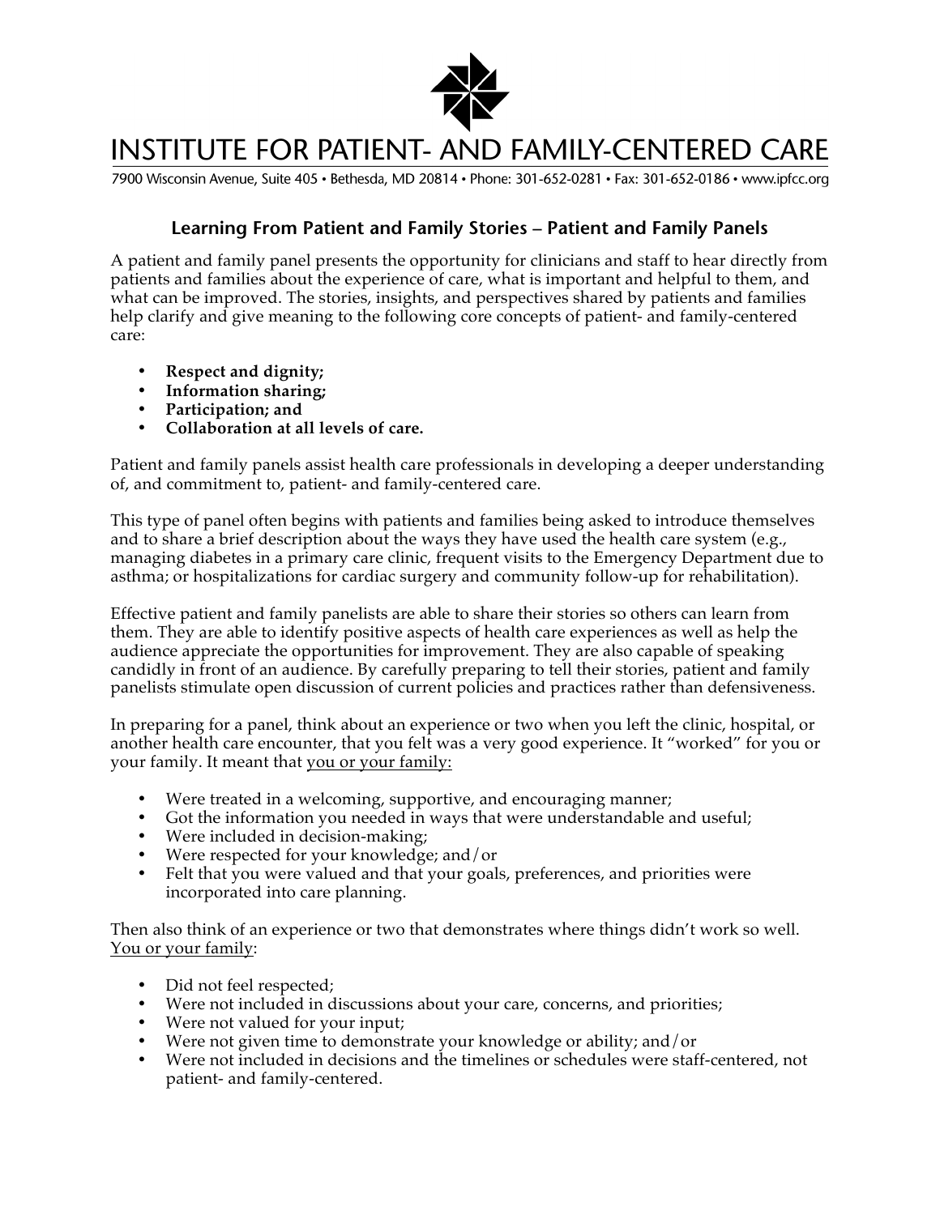# INSTITUTE FOR PATIENT- AND FAMILY-CENTERED CARE

7900 Wisconsin Avenue, Suite 405 • Bethesda, MD 20814 • Phone: 301-652-0281 • Fax: 301-652-0186 • www.ipfcc.org

## Learning From Patient and Family Stories – Patient and Family Panels

A patient and family panel presents the opportunity for clinicians and staff to hear directly from patients and families about the experience of care, what is important and helpful to them, and what can be improved. The stories, insights, and perspectives shared by patients and families help clarify and give meaning to the following core concepts of patient- and family-centered care:

- **Respect and dignity;**
- **Information sharing;**
- **Participation; and**
- **Collaboration at all levels of care.**

Patient and family panels assist health care professionals in developing a deeper understanding of, and commitment to, patient- and family-centered care.

This type of panel often begins with patients and families being asked to introduce themselves and to share a brief description about the ways they have used the health care system (e.g., managing diabetes in a primary care clinic, frequent visits to the Emergency Department due to asthma; or hospitalizations for cardiac surgery and community follow-up for rehabilitation).

Effective patient and family panelists are able to share their stories so others can learn from them. They are able to identify positive aspects of health care experiences as well as help the audience appreciate the opportunities for improvement. They are also capable of speaking candidly in front of an audience. By carefully preparing to tell their stories, patient and family panelists stimulate open discussion of current policies and practices rather than defensiveness.

In preparing for a panel, think about an experience or two when you left the clinic, hospital, or another health care encounter, that you felt was a very good experience. It "worked" for you or your family. It meant that <u>you or your family:</u>

- Were treated in a welcoming, supportive, and encouraging manner;
- Got the information you needed in ways that were understandable and useful;
- Were included in decision-making;
- Were respected for your knowledge; and/or
- Felt that you were valued and that your goals, preferences, and priorities were incorporated into care planning.

Then also think of an experience or two that demonstrates where things didn't work so well. <u>You or your family</u>:

- Did not feel respected;
- Were not included in discussions about your care, concerns, and priorities;
- Were not valued for your input;
- Were not given time to demonstrate your knowledge or ability; and/or
- Were not included in decisions and the timelines or schedules were staff-centered, not patient- and family-centered.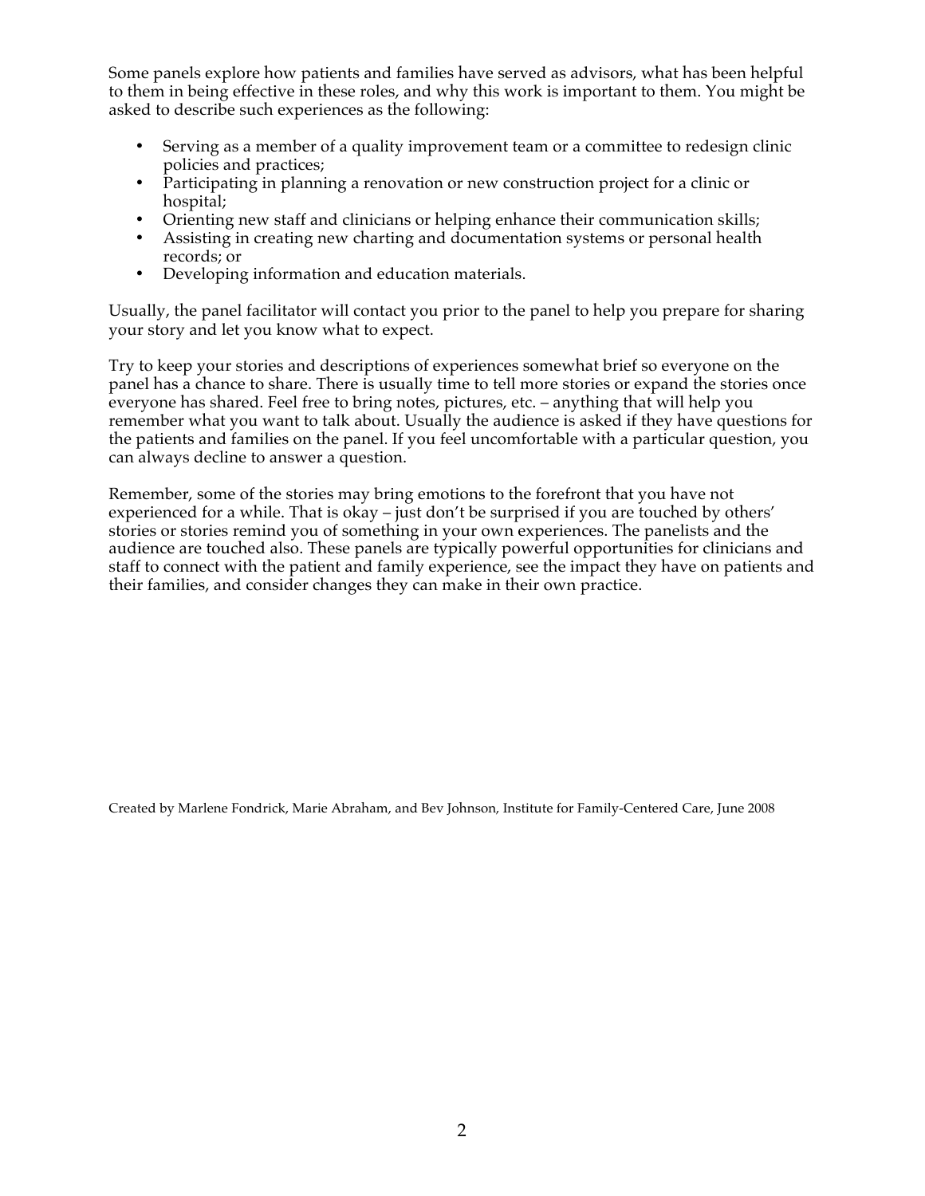Some panels explore how patients and families have served as advisors, what has been helpful to them in being effective in these roles, and why this work is important to them. You might be asked to describe such experiences as the following:

- Serving as a member of a quality improvement team or a committee to redesign clinic policies and practices;
- Participating in planning a renovation or new construction project for a clinic or hospital;
- Orienting new staff and clinicians or helping enhance their communication skills;
- Assisting in creating new charting and documentation systems or personal health records; or
- Developing information and education materials.

Usually, the panel facilitator will contact you prior to the panel to help you prepare for sharing your story and let you know what to expect.

Try to keep your stories and descriptions of experiences somewhat brief so everyone on the panel has a chance to share. There is usually time to tell more stories or expand the stories once everyone has shared. Feel free to bring notes, pictures, etc. – anything that will help you remember what you want to talk about. Usually the audience is asked if they have questions for the patients and families on the panel. If you feel uncomfortable with a particular question, you can always decline to answer a question.

Remember, some of the stories may bring emotions to the forefront that you have not experienced for a while. That is okay – just don't be surprised if you are touched by others' stories or stories remind you of something in your own experiences. The panelists and the audience are touched also. These panels are typically powerful opportunities for clinicians and staff to connect with the patient and family experience, see the impact they have on patients and their families, and consider changes they can make in their own practice.

Created by Marlene Fondrick, Marie Abraham, and Bev Johnson, Institute for Family-Centered Care, June 2008